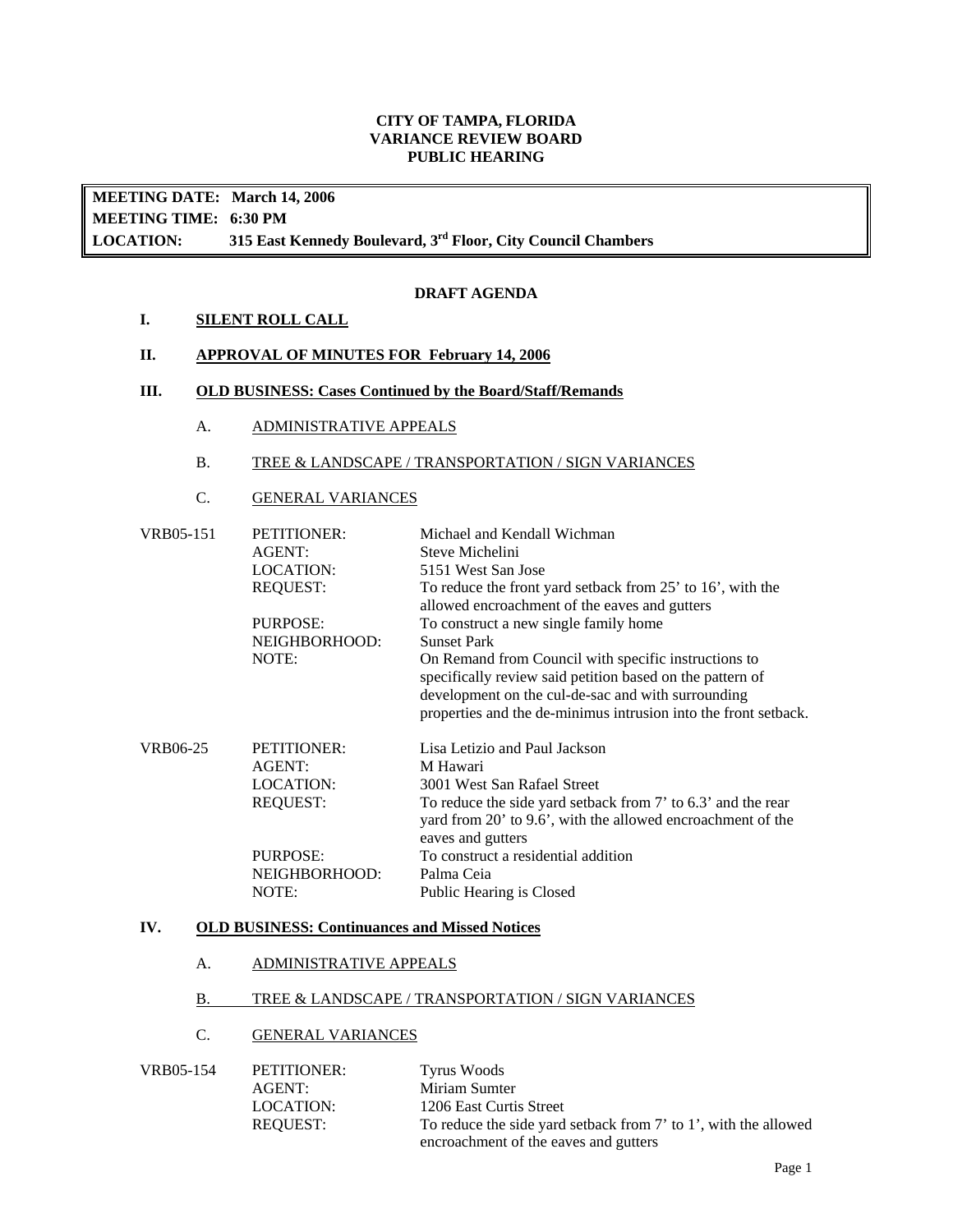**CITY OF TAMPA, FLORIDA**
**VARIANCE REVIEW BOARD**
**PUBLIC HEARING**

| | |
|---|---|
| **MEETING DATE:** | **March 14, 2006** |
| **MEETING TIME:** | **6:30 PM** |
| **LOCATION:** | **315 East Kennedy Boulevard, 3rd Floor, City Council Chambers** |

**DRAFT AGENDA**

**I. SILENT ROLL CALL**

**II. APPROVAL OF MINUTES FOR February 14, 2006**

**III. OLD BUSINESS: Cases Continued by the Board/Staff/Remands**

A. ADMINISTRATIVE APPEALS

B. TREE & LANDSCAPE / TRANSPORTATION / SIGN VARIANCES

C. GENERAL VARIANCES

VRB05-151
- PETITIONER: Michael and Kendall Wichman
- AGENT: Steve Michelini
- LOCATION: 5151 West San Jose
- REQUEST: To reduce the front yard setback from 25' to 16', with the allowed encroachment of the eaves and gutters
- PURPOSE: To construct a new single family home
- NEIGHBORHOOD: Sunset Park
- NOTE: On Remand from Council with specific instructions to specifically review said petition based on the pattern of development on the cul-de-sac and with surrounding properties and the de-minimus intrusion into the front setback.

VRB06-25
- PETITIONER: Lisa Letizio and Paul Jackson
- AGENT: M Hawari
- LOCATION: 3001 West San Rafael Street
- REQUEST: To reduce the side yard setback from 7' to 6.3' and the rear yard from 20' to 9.6', with the allowed encroachment of the eaves and gutters
- PURPOSE: To construct a residential addition
- NEIGHBORHOOD: Palma Ceia
- NOTE: Public Hearing is Closed

**IV. OLD BUSINESS: Continuances and Missed Notices**

A. ADMINISTRATIVE APPEALS

B. TREE & LANDSCAPE / TRANSPORTATION / SIGN VARIANCES

C. GENERAL VARIANCES

VRB05-154
- PETITIONER: Tyrus Woods
- AGENT: Miriam Sumter
- LOCATION: 1206 East Curtis Street
- REQUEST: To reduce the side yard setback from 7' to 1', with the allowed encroachment of the eaves and gutters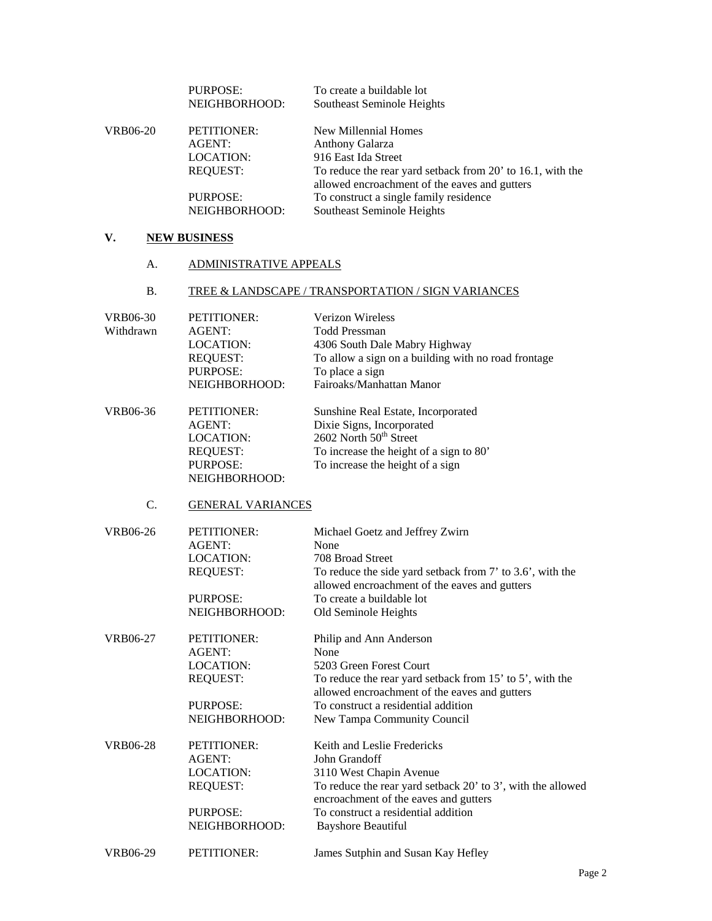| | | |
|---|---|---|
| | PURPOSE: | To create a buildable lot |
| | NEIGHBORHOOD: | Southeast Seminole Heights |
| VRB06-20 | PETITIONER: | New Millennial Homes |
| | AGENT: | Anthony Galarza |
| | LOCATION: | 916 East Ida Street |
| | REQUEST: | To reduce the rear yard setback from 20' to 16.1, with the allowed encroachment of the eaves and gutters |
| | PURPOSE: | To construct a single family residence |
| | NEIGHBORHOOD: | Southeast Seminole Heights |

## V. NEW BUSINESS

### A. ADMINISTRATIVE APPEALS

### B. TREE & LANDSCAPE / TRANSPORTATION / SIGN VARIANCES

| | | |
|---|---|---|
| VRB06-30 | PETITIONER: | Verizon Wireless |
| Withdrawn | AGENT: | Todd Pressman |
| | LOCATION: | 4306 South Dale Mabry Highway |
| | REQUEST: | To allow a sign on a building with no road frontage |
| | PURPOSE: | To place a sign |
| | NEIGHBORHOOD: | Fairoaks/Manhattan Manor |
| VRB06-36 | PETITIONER: | Sunshine Real Estate, Incorporated |
| | AGENT: | Dixie Signs, Incorporated |
| | LOCATION: | 2602 North 50th Street |
| | REQUEST: | To increase the height of a sign to 80' |
| | PURPOSE: | To increase the height of a sign |
| | NEIGHBORHOOD: | |

### C. GENERAL VARIANCES

| | | |
|---|---|---|
| VRB06-26 | PETITIONER: | Michael Goetz and Jeffrey Zwirn |
| | AGENT: | None |
| | LOCATION: | 708 Broad Street |
| | REQUEST: | To reduce the side yard setback from 7' to 3.6', with the allowed encroachment of the eaves and gutters |
| | PURPOSE: | To create a buildable lot |
| | NEIGHBORHOOD: | Old Seminole Heights |
| VRB06-27 | PETITIONER: | Philip and Ann Anderson |
| | AGENT: | None |
| | LOCATION: | 5203 Green Forest Court |
| | REQUEST: | To reduce the rear yard setback from 15' to 5', with the allowed encroachment of the eaves and gutters |
| | PURPOSE: | To construct a residential addition |
| | NEIGHBORHOOD: | New Tampa Community Council |
| VRB06-28 | PETITIONER: | Keith and Leslie Fredericks |
| | AGENT: | John Grandoff |
| | LOCATION: | 3110 West Chapin Avenue |
| | REQUEST: | To reduce the rear yard setback 20' to 3', with the allowed encroachment of the eaves and gutters |
| | PURPOSE: | To construct a residential addition |
| | NEIGHBORHOOD: | Bayshore Beautiful |
| VRB06-29 | PETITIONER: | James Sutphin and Susan Kay Hefley |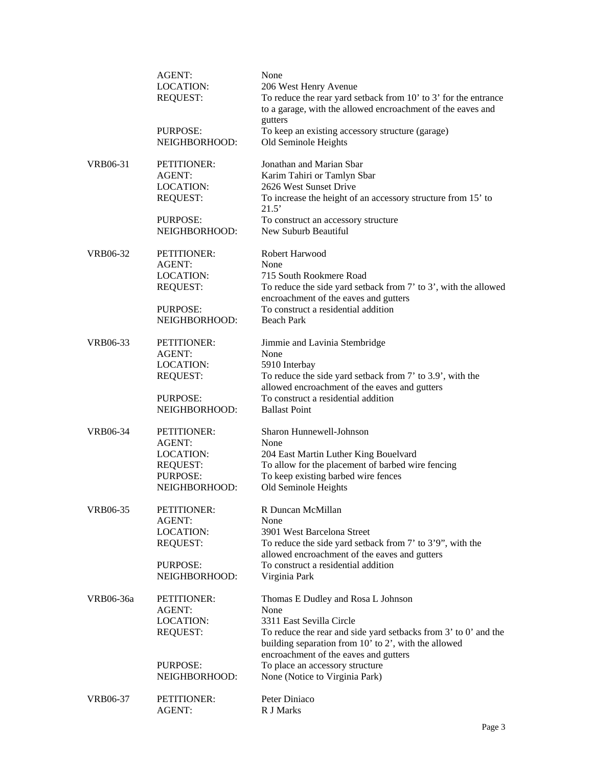| | | |
|---|---|---|
| | AGENT: | None |
| | LOCATION: | 206 West Henry Avenue |
| | REQUEST: | To reduce the rear yard setback from 10' to 3' for the entrance to a garage, with the allowed encroachment of the eaves and gutters |
| | PURPOSE: | To keep an existing accessory structure (garage) |
| | NEIGHBORHOOD: | Old Seminole Heights |
| VRB06-31 | PETITIONER: | Jonathan and Marian Sbar |
| | AGENT: | Karim Tahiri or Tamlyn Sbar |
| | LOCATION: | 2626 West Sunset Drive |
| | REQUEST: | To increase the height of an accessory structure from 15' to 21.5' |
| | PURPOSE: | To construct an accessory structure |
| | NEIGHBORHOOD: | New Suburb Beautiful |
| VRB06-32 | PETITIONER: | Robert Harwood |
| | AGENT: | None |
| | LOCATION: | 715 South Rookmere Road |
| | REQUEST: | To reduce the side yard setback from 7' to 3', with the allowed encroachment of the eaves and gutters |
| | PURPOSE: | To construct a residential addition |
| | NEIGHBORHOOD: | Beach Park |
| VRB06-33 | PETITIONER: | Jimmie and Lavinia Stembridge |
| | AGENT: | None |
| | LOCATION: | 5910 Interbay |
| | REQUEST: | To reduce the side yard setback from 7' to 3.9', with the allowed encroachment of the eaves and gutters |
| | PURPOSE: | To construct a residential addition |
| | NEIGHBORHOOD: | Ballast Point |
| VRB06-34 | PETITIONER: | Sharon Hunnewell-Johnson |
| | AGENT: | None |
| | LOCATION: | 204 East Martin Luther King Bouelvard |
| | REQUEST: | To allow for the placement of barbed wire fencing |
| | PURPOSE: | To keep existing barbed wire fences |
| | NEIGHBORHOOD: | Old Seminole Heights |
| VRB06-35 | PETITIONER: | R Duncan McMillan |
| | AGENT: | None |
| | LOCATION: | 3901 West Barcelona Street |
| | REQUEST: | To reduce the side yard setback from 7' to 3'9", with the allowed encroachment of the eaves and gutters |
| | PURPOSE: | To construct a residential addition |
| | NEIGHBORHOOD: | Virginia Park |
| VRB06-36a | PETITIONER: | Thomas E Dudley and Rosa L Johnson |
| | AGENT: | None |
| | LOCATION: | 3311 East Sevilla Circle |
| | REQUEST: | To reduce the rear and side yard setbacks from 3' to 0' and the building separation from 10' to 2', with the allowed encroachment of the eaves and gutters |
| | PURPOSE: | To place an accessory structure |
| | NEIGHBORHOOD: | None (Notice to Virginia Park) |
| VRB06-37 | PETITIONER: | Peter Diniaco |
| | AGENT: | R J Marks |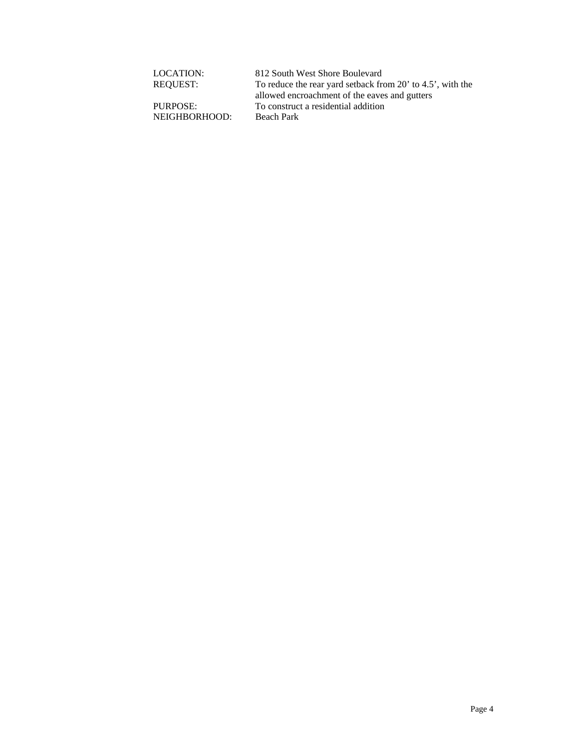| | |
|---|---|
| LOCATION: | 812 South West Shore Boulevard |
| REQUEST: | To reduce the rear yard setback from 20’ to 4.5’, with the allowed encroachment of the eaves and gutters |
| PURPOSE: | To construct a residential addition |
| NEIGHBORHOOD: | Beach Park |